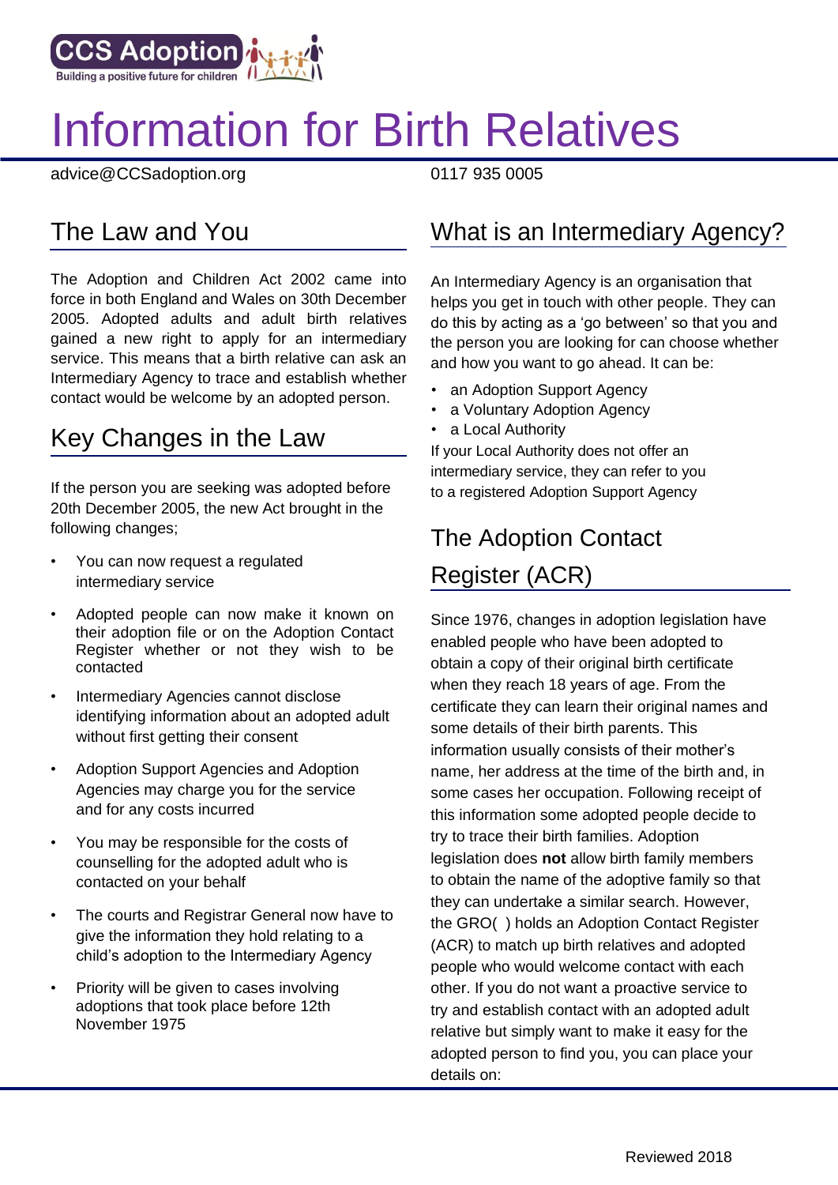CCS Adoption

Building a positive future for children

# Information for Birth Relatives

advice@CCSadoption.org

0117 935 0005

## The Law and You

The Adoption and Children Act 2002 came into force in both England and Wales on 30th December 2005. Adopted adults and adult birth relatives gained a new right to apply for an intermediary service. This means that a birth relative can ask an Intermediary Agency to trace and establish whether contact would be welcome by an adopted person.

## Key Changes in the Law

If the person you are seeking was adopted before 20th December 2005, the new Act brought in the following changes;

- You can now request a regulated intermediary service
- Adopted people can now make it known on their adoption file or on the Adoption Contact Register whether or not they wish to be contacted
- Intermediary Agencies cannot disclose identifying information about an adopted adult without first getting their consent
- Adoption Support Agencies and Adoption Agencies may charge you for the service and for any costs incurred
- You may be responsible for the costs of counselling for the adopted adult who is contacted on your behalf
- The courts and Registrar General now have to give the information they hold relating to a child's adoption to the Intermediary Agency
- Priority will be given to cases involving adoptions that took place before 12th November 1975

## What is an Intermediary Agency?

An Intermediary Agency is an organisation that helps you get in touch with other people. They can do this by acting as a 'go between' so that you and the person you are looking for can choose whether and how you want to go ahead. It can be:

- an Adoption Support Agency
- a Voluntary Adoption Agency
- a Local Authority

If your Local Authority does not offer an intermediary service, they can refer to you to a registered Adoption Support Agency

## The Adoption Contact Register (ACR)

Since 1976, changes in adoption legislation have enabled people who have been adopted to obtain a copy of their original birth certificate when they reach 18 years of age. From the certificate they can learn their original names and some details of their birth parents. This information usually consists of their mother's name, her address at the time of the birth and, in some cases her occupation. Following receipt of this information some adopted people decide to try to trace their birth families. Adoption legislation does **not** allow birth family members to obtain the name of the adoptive family so that they can undertake a similar search. However, the GRO( ) holds an Adoption Contact Register (ACR) to match up birth relatives and adopted people who would welcome contact with each other. If you do not want a proactive service to try and establish contact with an adopted adult relative but simply want to make it easy for the adopted person to find you, you can place your details on:

Reviewed 2018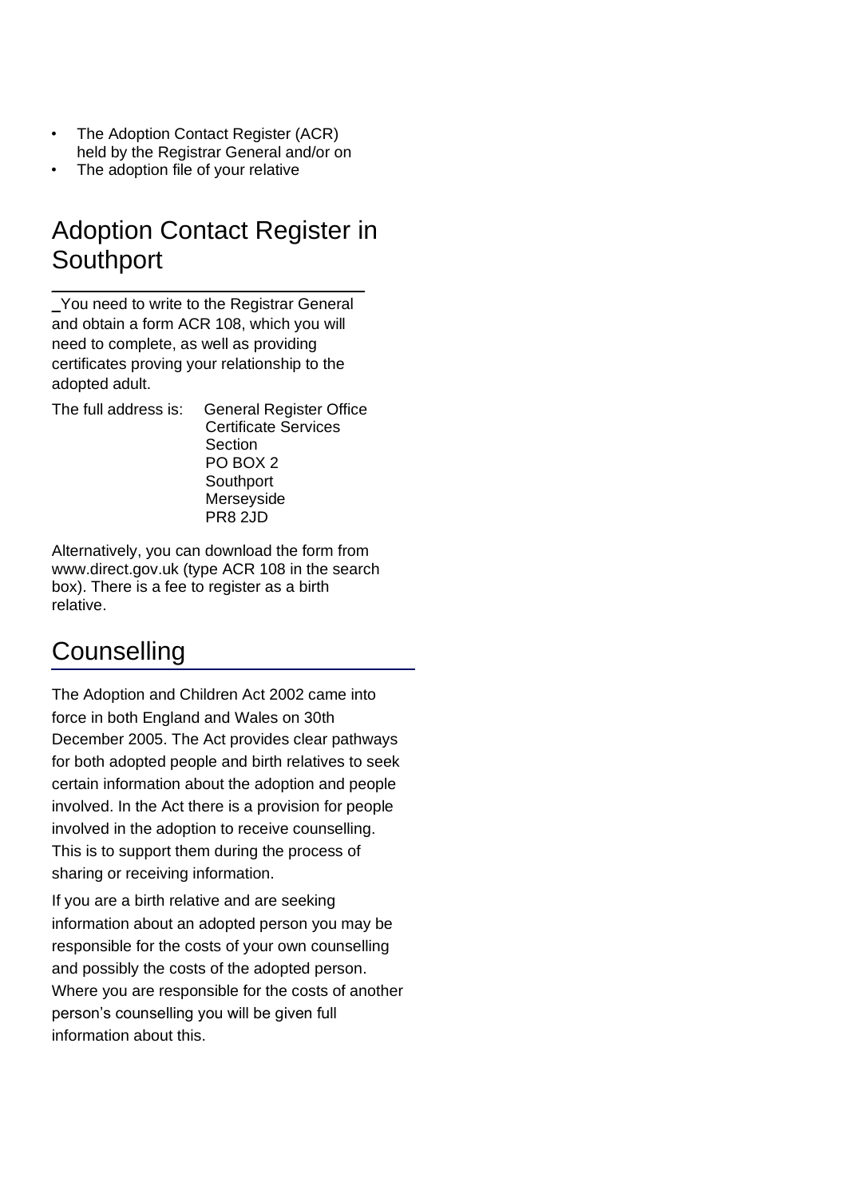- The Adoption Contact Register (ACR) held by the Registrar General and/or on
- The adoption file of your relative

## Adoption Contact Register in Southport

_You need to write to the Registrar General and obtain a form ACR 108, which you will need to complete, as well as providing certificates proving your relationship to the adopted adult.

The full address is: General Register Office
Certificate Services Section
PO BOX 2
Southport
Merseyside
PR8 2JD

Alternatively, you can download the form from www.direct.gov.uk (type ACR 108 in the search box). There is a fee to register as a birth relative.

## Counselling

The Adoption and Children Act 2002 came into force in both England and Wales on 30th December 2005. The Act provides clear pathways for both adopted people and birth relatives to seek certain information about the adoption and people involved. In the Act there is a provision for people involved in the adoption to receive counselling. This is to support them during the process of sharing or receiving information.

If you are a birth relative and are seeking information about an adopted person you may be responsible for the costs of your own counselling and possibly the costs of the adopted person. Where you are responsible for the costs of another person's counselling you will be given full information about this.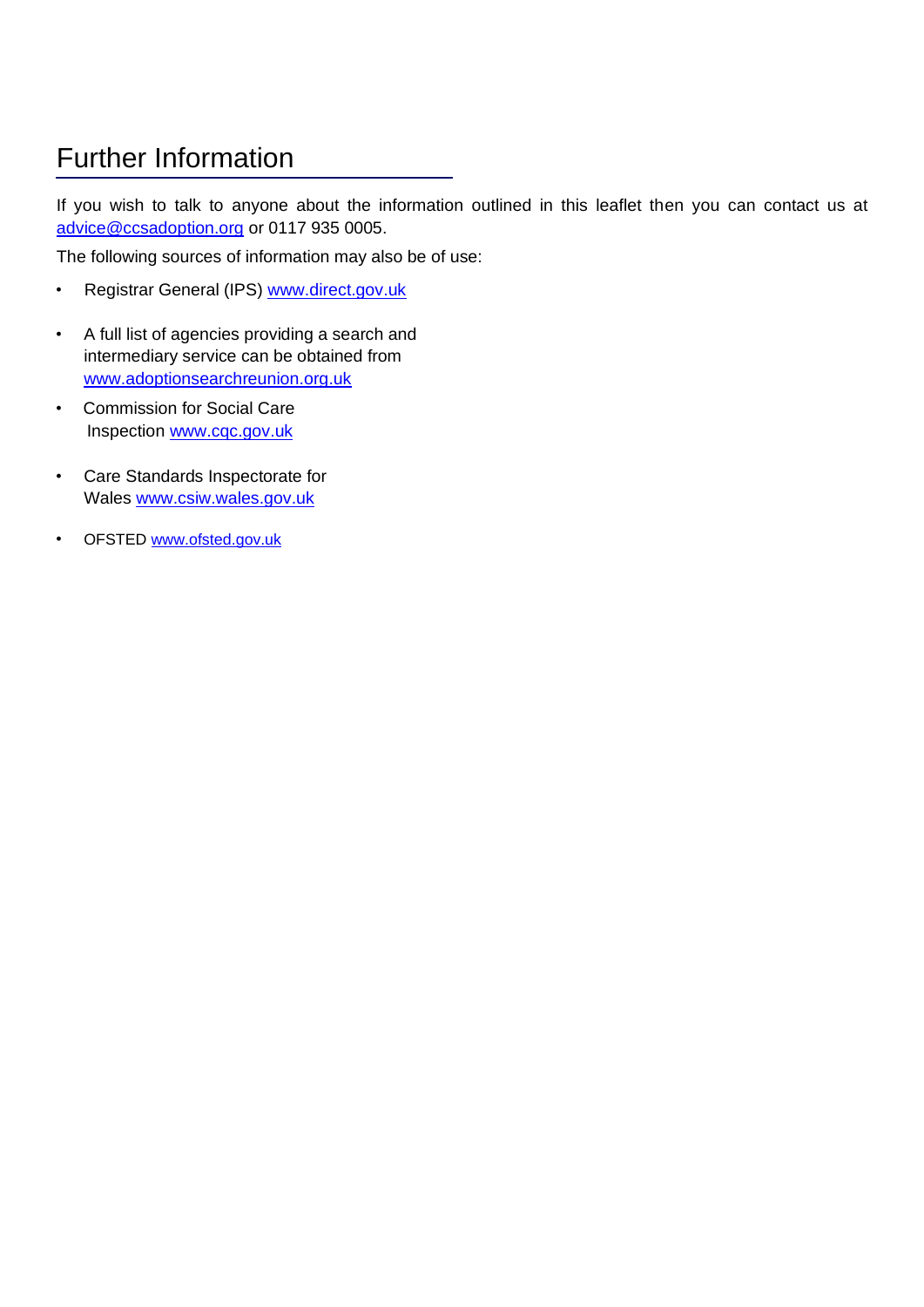## Further Information

If you wish to talk to anyone about the information outlined in this leaflet then you can contact us at advice@ccsadoption.org or 0117 935 0005.

The following sources of information may also be of use:

- Registrar General (IPS) www.direct.gov.uk
- A full list of agencies providing a search and intermediary service can be obtained from www.adoptionsearchreunion.org.uk
- Commission for Social Care Inspection www.cqc.gov.uk
- Care Standards Inspectorate for Wales www.csiw.wales.gov.uk
- OFSTED www.ofsted.gov.uk